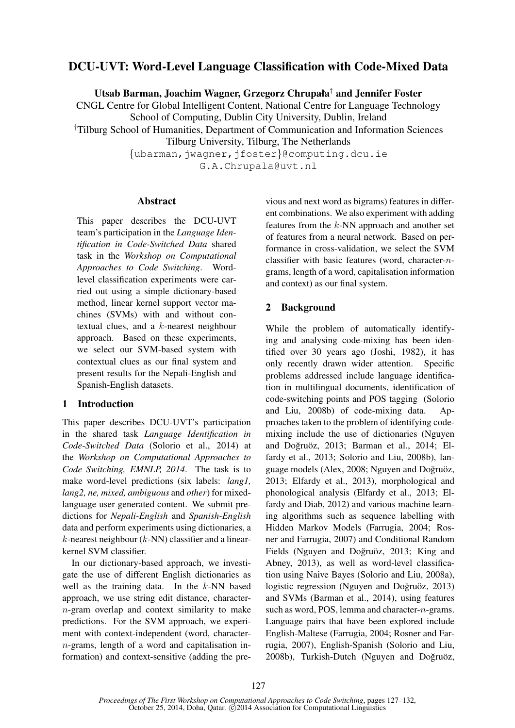# DCU-UVT: Word-Level Language Classification with Code-Mixed Data

**Utsab Barman, Joachim Wagner, Grzegorz Chrupała[†] and Jennifer Foster**

CNGL Centre for Global Intelligent Content, National Centre for Language Technology
School of Computing, Dublin City University, Dublin, Ireland

[†]Tilburg School of Humanities, Department of Communication and Information Sciences
Tilburg University, Tilburg, The Netherlands

{ubarman,jwagner,jfoster}@computing.dcu.ie
G.A.Chrupala@uvt.nl

## Abstract

This paper describes the DCU-UVT team's participation in the *Language Identification in Code-Switched Data* shared task in the *Workshop on Computational Approaches to Code Switching*. Word-level classification experiments were carried out using a simple dictionary-based method, linear kernel support vector machines (SVMs) with and without contextual clues, and a $k$-nearest neighbour approach. Based on these experiments, we select our SVM-based system with contextual clues as our final system and present results for the Nepali-English and Spanish-English datasets.

## 1 Introduction

This paper describes DCU-UVT's participation in the shared task *Language Identification in Code-Switched Data* (Solorio et al., 2014) at the *Workshop on Computational Approaches to Code Switching, EMNLP, 2014*. The task is to make word-level predictions (six labels: *lang1, lang2, ne, mixed, ambiguous* and *other*) for mixed-language user generated content. We submit predictions for *Nepali-English* and *Spanish-English* data and perform experiments using dictionaries, a $k$-nearest neighbour ($k$-NN) classifier and a linear-kernel SVM classifier.

In our dictionary-based approach, we investigate the use of different English dictionaries as well as the training data. In the $k$-NN based approach, we use string edit distance, character-$n$-gram overlap and context similarity to make predictions. For the SVM approach, we experiment with context-independent (word, character-$n$-grams, length of a word and capitalisation information) and context-sensitive (adding the previous and next word as bigrams) features in different combinations. We also experiment with adding features from the $k$-NN approach and another set of features from a neural network. Based on performance in cross-validation, we select the SVM classifier with basic features (word, character-$n$-grams, length of a word, capitalisation information and context) as our final system.

## 2 Background

While the problem of automatically identifying and analysing code-mixing has been identified over 30 years ago (Joshi, 1982), it has only recently drawn wider attention. Specific problems addressed include language identification in multilingual documents, identification of code-switching points and POS tagging (Solorio and Liu, 2008b) of code-mixing data. Approaches taken to the problem of identifying code-mixing include the use of dictionaries (Nguyen and Doğruöz, 2013; Barman et al., 2014; Elfardy et al., 2013; Solorio and Liu, 2008b), language models (Alex, 2008; Nguyen and Doğruöz, 2013; Elfardy et al., 2013), morphological and phonological analysis (Elfardy et al., 2013; Elfardy and Diab, 2012) and various machine learning algorithms such as sequence labelling with Hidden Markov Models (Farrugia, 2004; Rosner and Farrugia, 2007) and Conditional Random Fields (Nguyen and Doğruöz, 2013; King and Abney, 2013), as well as word-level classification using Naive Bayes (Solorio and Liu, 2008a), logistic regression (Nguyen and Doğruöz, 2013) and SVMs (Barman et al., 2014), using features such as word, POS, lemma and character-$n$-grams. Language pairs that have been explored include English-Maltese (Farrugia, 2004; Rosner and Farrugia, 2007), English-Spanish (Solorio and Liu, 2008b), Turkish-Dutch (Nguyen and Doğruöz,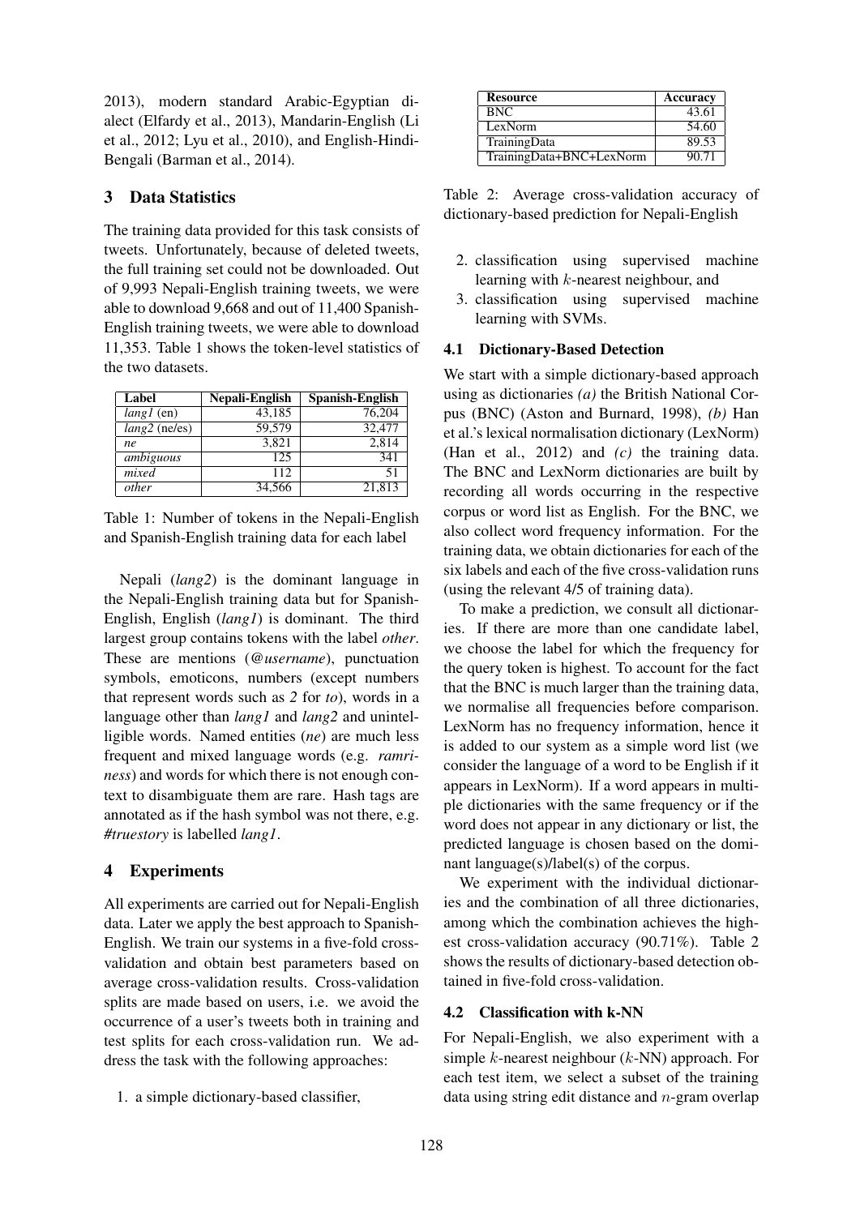2013), modern standard Arabic-Egyptian dialect (Elfardy et al., 2013), Mandarin-English (Li et al., 2012; Lyu et al., 2010), and English-Hindi-Bengali (Barman et al., 2014).

## 3 Data Statistics

The training data provided for this task consists of tweets. Unfortunately, because of deleted tweets, the full training set could not be downloaded. Out of 9,993 Nepali-English training tweets, we were able to download 9,668 and out of 11,400 Spanish-English training tweets, we were able to download 11,353. Table 1 shows the token-level statistics of the two datasets.

| Label | Nepali-English | Spanish-English |
|---|---|---|
| *lang1* (en) | 43,185 | 76,204 |
| *lang2* (ne/es) | 59,579 | 32,477 |
| *ne* | 3,821 | 2,814 |
| *ambiguous* | 125 | 341 |
| *mixed* | 112 | 51 |
| *other* | 34,566 | 21,813 |

Table 1: Number of tokens in the Nepali-English and Spanish-English training data for each label

Nepali (*lang2*) is the dominant language in the Nepali-English training data but for Spanish-English, English (*lang1*) is dominant. The third largest group contains tokens with the label *other*. These are mentions (*@username*), punctuation symbols, emoticons, numbers (except numbers that represent words such as *2* for *to*), words in a language other than *lang1* and *lang2* and unintelligible words. Named entities (*ne*) are much less frequent and mixed language words (e.g. *ramriness*) and words for which there is not enough context to disambiguate them are rare. Hash tags are annotated as if the hash symbol was not there, e.g. *#truestory* is labelled *lang1*.

## 4 Experiments

All experiments are carried out for Nepali-English data. Later we apply the best approach to Spanish-English. We train our systems in a five-fold cross-validation and obtain best parameters based on average cross-validation results. Cross-validation splits are made based on users, i.e. we avoid the occurrence of a user's tweets both in training and test splits for each cross-validation run. We address the task with the following approaches:

1. a simple dictionary-based classifier,
2. classification using supervised machine learning with $k$-nearest neighbour, and
3. classification using supervised machine learning with SVMs.

| Resource | Accuracy |
|---|---|
| BNC | 43.61 |
| LexNorm | 54.60 |
| TrainingData | 89.53 |
| TrainingData+BNC+LexNorm | 90.71 |

Table 2: Average cross-validation accuracy of dictionary-based prediction for Nepali-English

### 4.1 Dictionary-Based Detection

We start with a simple dictionary-based approach using as dictionaries *(a)* the British National Corpus (BNC) (Aston and Burnard, 1998), *(b)* Han et al.'s lexical normalisation dictionary (LexNorm) (Han et al., 2012) and *(c)* the training data. The BNC and LexNorm dictionaries are built by recording all words occurring in the respective corpus or word list as English. For the BNC, we also collect word frequency information. For the training data, we obtain dictionaries for each of the six labels and each of the five cross-validation runs (using the relevant 4/5 of training data).

To make a prediction, we consult all dictionaries. If there are more than one candidate label, we choose the label for which the frequency for the query token is highest. To account for the fact that the BNC is much larger than the training data, we normalise all frequencies before comparison. LexNorm has no frequency information, hence it is added to our system as a simple word list (we consider the language of a word to be English if it appears in LexNorm). If a word appears in multiple dictionaries with the same frequency or if the word does not appear in any dictionary or list, the predicted language is chosen based on the dominant language(s)/label(s) of the corpus.

We experiment with the individual dictionaries and the combination of all three dictionaries, among which the combination achieves the highest cross-validation accuracy (90.71%). Table 2 shows the results of dictionary-based detection obtained in five-fold cross-validation.

### 4.2 Classification with k-NN

For Nepali-English, we also experiment with a simple $k$-nearest neighbour ($k$-NN) approach. For each test item, we select a subset of the training data using string edit distance and $n$-gram overlap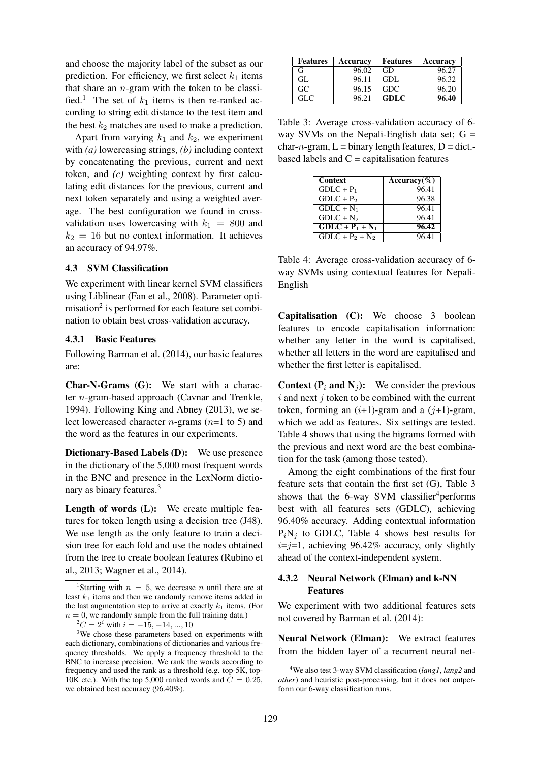and choose the majority label of the subset as our prediction. For efficiency, we first select $k_1$ items that share an $n$-gram with the token to be classified.[1] The set of $k_1$ items is then re-ranked according to string edit distance to the test item and the best $k_2$ matches are used to make a prediction.

Apart from varying $k_1$ and $k_2$, we experiment with *(a)* lowercasing strings, *(b)* including context by concatenating the previous, current and next token, and *(c)* weighting context by first calculating edit distances for the previous, current and next token separately and using a weighted average. The best configuration we found in cross-validation uses lowercasing with $k_1 = 800$ and $k_2 = 16$ but no context information. It achieves an accuracy of 94.97%.

### 4.3 SVM Classification

We experiment with linear kernel SVM classifiers using Liblinear (Fan et al., 2008). Parameter optimisation[2] is performed for each feature set combination to obtain best cross-validation accuracy.

#### 4.3.1 Basic Features

Following Barman et al. (2014), our basic features are:

**Char-N-Grams (G):** We start with a character $n$-gram-based approach (Cavnar and Trenkle, 1994). Following King and Abney (2013), we select lowercased character $n$-grams ($n$=1 to 5) and the word as the features in our experiments.

**Dictionary-Based Labels (D):** We use presence in the dictionary of the 5,000 most frequent words in the BNC and presence in the LexNorm dictionary as binary features.[3]

**Length of words (L):** We create multiple features for token length using a decision tree (J48). We use length as the only feature to train a decision tree for each fold and use the nodes obtained from the tree to create boolean features (Rubino et al., 2013; Wagner et al., 2014).

| Features | Accuracy | Features | Accuracy |
|---|---|---|---|
| G | 96.02 | GD | 96.27 |
| GL | 96.11 | GDL | 96.32 |
| GC | 96.15 | GDC | 96.20 |
| GLC | 96.21 | **GDLC** | **96.40** |

Table 3: Average cross-validation accuracy of 6-way SVMs on the Nepali-English data set; G = char-$n$-gram, L = binary length features, D = dict.-based labels and C = capitalisation features

| Context | Accuracy(%) |
|---|---|
| GDLC + $P_1$ | 96.41 |
| GDLC + $P_2$ | 96.38 |
| GDLC + $N_1$ | 96.41 |
| GDLC + $N_2$ | 96.41 |
| **GDLC + $P_1$ + $N_1$** | **96.42** |
| GDLC + $P_2$ + $N_2$ | 96.41 |

Table 4: Average cross-validation accuracy of 6-way SVMs using contextual features for Nepali-English

**Capitalisation (C):** We choose 3 boolean features to encode capitalisation information: whether any letter in the word is capitalised, whether all letters in the word are capitalised and whether the first letter is capitalised.

**Context ($P_i$ and $N_j$):** We consider the previous $i$ and next $j$ token to be combined with the current token, forming an ($i$+1)-gram and a ($j$+1)-gram, which we add as features. Six settings are tested. Table 4 shows that using the bigrams formed with the previous and next word are the best combination for the task (among those tested).

Among the eight combinations of the first four feature sets that contain the first set (G), Table 3 shows that the 6-way SVM classifier[4] performs best with all features sets (GDLC), achieving 96.40% accuracy. Adding contextual information $P_iN_j$ to GDLC, Table 4 shows best results for $i$=$j$=1, achieving 96.42% accuracy, only slightly ahead of the context-independent system.

#### 4.3.2 Neural Network (Elman) and k-NN Features

We experiment with two additional features sets not covered by Barman et al. (2014):

**Neural Network (Elman):** We extract features from the hidden layer of a recurrent neural net-

---

[1] Starting with $n = 5$, we decrease $n$ until there are at least $k_1$ items and then we randomly remove items added in the last augmentation step to arrive at exactly $k_1$ items. (For $n = 0$, we randomly sample from the full training data.)

[2] $C = 2^i$ with $i = -15, -14, ..., 10$

[3] We chose these parameters based on experiments with each dictionary, combinations of dictionaries and various frequency thresholds. We apply a frequency threshold to the BNC to increase precision. We rank the words according to frequency and used the rank as a threshold (e.g. top-5K, top-10K etc.). With the top 5,000 ranked words and $C = 0.25$, we obtained best accuracy (96.40%).

[4] We also test 3-way SVM classification (*lang1*, *lang2* and *other*) and heuristic post-processing, but it does not outperform our 6-way classification runs.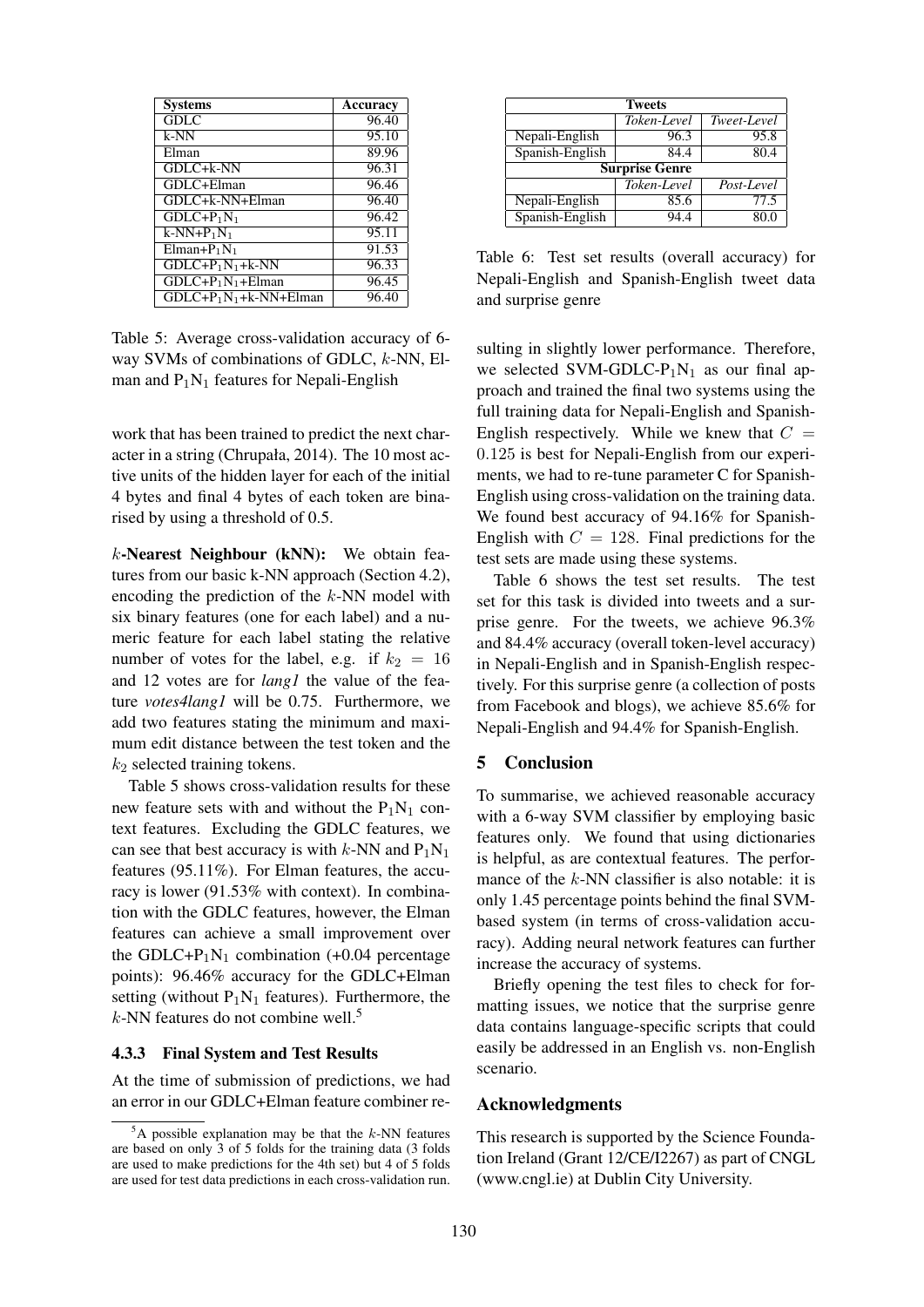| Systems | Accuracy |
|---|---|
| GDLC | 96.40 |
| k-NN | 95.10 |
| Elman | 89.96 |
| GDLC+k-NN | 96.31 |
| GDLC+Elman | 96.46 |
| GDLC+k-NN+Elman | 96.40 |
| GDLC+$P_1N_1$ | 96.42 |
| k-NN+$P_1N_1$ | 95.11 |
| Elman+$P_1N_1$ | 91.53 |
| GDLC+$P_1N_1$+k-NN | 96.33 |
| GDLC+$P_1N_1$+Elman | 96.45 |
| GDLC+$P_1N_1$+k-NN+Elman | 96.40 |

Table 5: Average cross-validation accuracy of 6-way SVMs of combinations of GDLC, $k$-NN, Elman and $P_1N_1$ features for Nepali-English

work that has been trained to predict the next character in a string (Chrupała, 2014). The 10 most active units of the hidden layer for each of the initial 4 bytes and final 4 bytes of each token are binarised by using a threshold of 0.5.

**$k$-Nearest Neighbour (kNN):** We obtain features from our basic k-NN approach (Section 4.2), encoding the prediction of the $k$-NN model with six binary features (one for each label) and a numeric feature for each label stating the relative number of votes for the label, e.g. if $k_2 = 16$ and 12 votes are for *lang1* the value of the feature *votes4lang1* will be 0.75. Furthermore, we add two features stating the minimum and maximum edit distance between the test token and the $k_2$ selected training tokens.

Table 5 shows cross-validation results for these new feature sets with and without the $P_1N_1$ context features. Excluding the GDLC features, we can see that best accuracy is with $k$-NN and $P_1N_1$ features (95.11%). For Elman features, the accuracy is lower (91.53% with context). In combination with the GDLC features, however, the Elman features can achieve a small improvement over the GDLC+$P_1N_1$ combination (+0.04 percentage points): 96.46% accuracy for the GDLC+Elman setting (without $P_1N_1$ features). Furthermore, the $k$-NN features do not combine well.[5]

### 4.3.3 Final System and Test Results

At the time of submission of predictions, we had an error in our GDLC+Elman feature combiner resulting in slightly lower performance. Therefore, we selected SVM-GDLC-$P_1N_1$ as our final approach and trained the final two systems using the full training data for Nepali-English and Spanish-English respectively. While we knew that $C = 0.125$ is best for Nepali-English from our experiments, we had to re-tune parameter C for Spanish-English using cross-validation on the training data. We found best accuracy of 94.16% for Spanish-English with $C = 128$. Final predictions for the test sets are made using these systems.

| Tweets | | |
|---|---|---|
| | *Token-Level* | *Tweet-Level* |
| Nepali-English | 96.3 | 95.8 |
| Spanish-English | 84.4 | 80.4 |
| **Surprise Genre** | | |
| | *Token-Level* | *Post-Level* |
| Nepali-English | 85.6 | 77.5 |
| Spanish-English | 94.4 | 80.0 |

Table 6: Test set results (overall accuracy) for Nepali-English and Spanish-English tweet data and surprise genre

Table 6 shows the test set results. The test set for this task is divided into tweets and a surprise genre. For the tweets, we achieve 96.3% and 84.4% accuracy (overall token-level accuracy) in Nepali-English and in Spanish-English respectively. For this surprise genre (a collection of posts from Facebook and blogs), we achieve 85.6% for Nepali-English and 94.4% for Spanish-English.

## 5 Conclusion

To summarise, we achieved reasonable accuracy with a 6-way SVM classifier by employing basic features only. We found that using dictionaries is helpful, as are contextual features. The performance of the $k$-NN classifier is also notable: it is only 1.45 percentage points behind the final SVM-based system (in terms of cross-validation accuracy). Adding neural network features can further increase the accuracy of systems.

Briefly opening the test files to check for formatting issues, we notice that the surprise genre data contains language-specific scripts that could easily be addressed in an English vs. non-English scenario.

## Acknowledgments

This research is supported by the Science Foundation Ireland (Grant 12/CE/I2267) as part of CNGL (www.cngl.ie) at Dublin City University.

[5] A possible explanation may be that the $k$-NN features are based on only 3 of 5 folds for the training data (3 folds are used to make predictions for the 4th set) but 4 of 5 folds are used for test data predictions in each cross-validation run.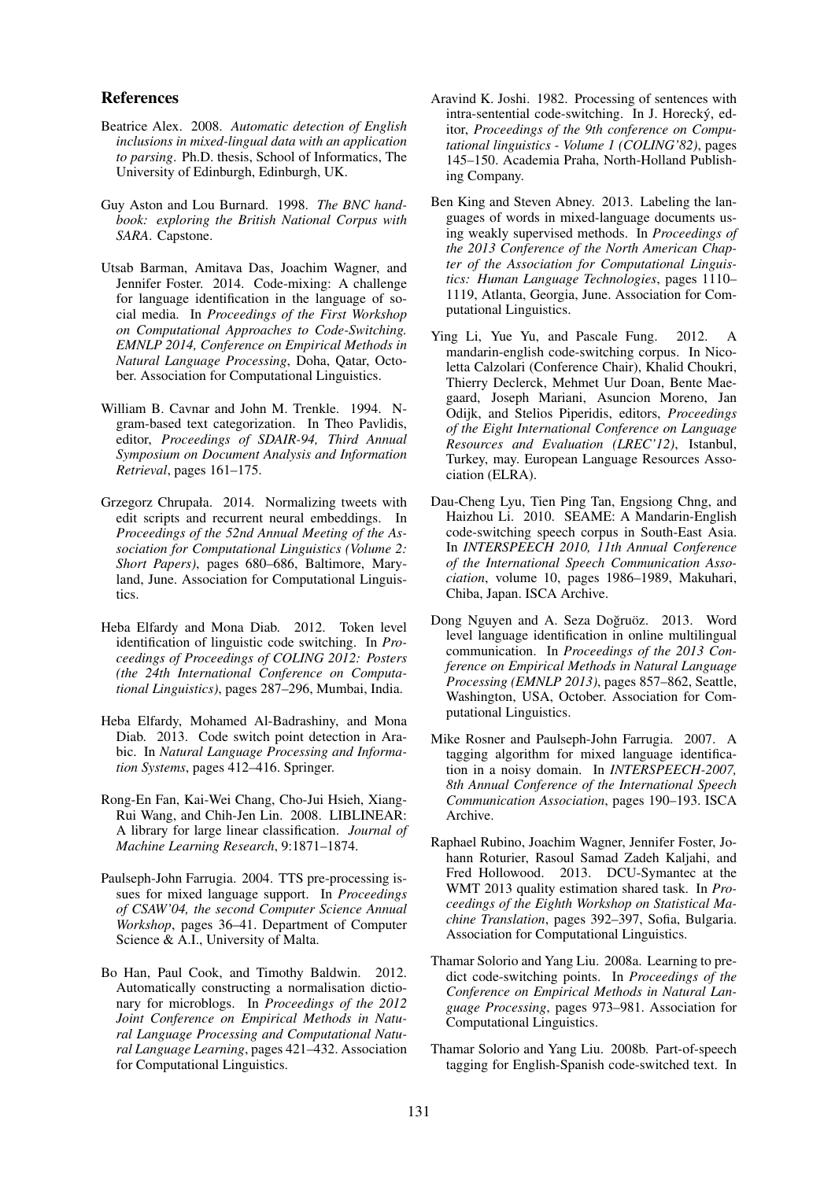## References

Beatrice Alex. 2008. *Automatic detection of English inclusions in mixed-lingual data with an application to parsing*. Ph.D. thesis, School of Informatics, The University of Edinburgh, Edinburgh, UK.

Guy Aston and Lou Burnard. 1998. *The BNC handbook: exploring the British National Corpus with SARA*. Capstone.

Utsab Barman, Amitava Das, Joachim Wagner, and Jennifer Foster. 2014. Code-mixing: A challenge for language identification in the language of social media. In *Proceedings of the First Workshop on Computational Approaches to Code-Switching. EMNLP 2014, Conference on Empirical Methods in Natural Language Processing*, Doha, Qatar, October. Association for Computational Linguistics.

William B. Cavnar and John M. Trenkle. 1994. N-gram-based text categorization. In Theo Pavlidis, editor, *Proceedings of SDAIR-94, Third Annual Symposium on Document Analysis and Information Retrieval*, pages 161–175.

Grzegorz Chrupała. 2014. Normalizing tweets with edit scripts and recurrent neural embeddings. In *Proceedings of the 52nd Annual Meeting of the Association for Computational Linguistics (Volume 2: Short Papers)*, pages 680–686, Baltimore, Maryland, June. Association for Computational Linguistics.

Heba Elfardy and Mona Diab. 2012. Token level identification of linguistic code switching. In *Proceedings of Proceedings of COLING 2012: Posters (the 24th International Conference on Computational Linguistics)*, pages 287–296, Mumbai, India.

Heba Elfardy, Mohamed Al-Badrashiny, and Mona Diab. 2013. Code switch point detection in Arabic. In *Natural Language Processing and Information Systems*, pages 412–416. Springer.

Rong-En Fan, Kai-Wei Chang, Cho-Jui Hsieh, Xiang-Rui Wang, and Chih-Jen Lin. 2008. LIBLINEAR: A library for large linear classification. *Journal of Machine Learning Research*, 9:1871–1874.

Paulseph-John Farrugia. 2004. TTS pre-processing issues for mixed language support. In *Proceedings of CSAW'04, the second Computer Science Annual Workshop*, pages 36–41. Department of Computer Science & A.I., University of Malta.

Bo Han, Paul Cook, and Timothy Baldwin. 2012. Automatically constructing a normalisation dictionary for microblogs. In *Proceedings of the 2012 Joint Conference on Empirical Methods in Natural Language Processing and Computational Natural Language Learning*, pages 421–432. Association for Computational Linguistics.

Aravind K. Joshi. 1982. Processing of sentences with intra-sentential code-switching. In J. Horecký, editor, *Proceedings of the 9th conference on Computational linguistics - Volume 1 (COLING'82)*, pages 145–150. Academia Praha, North-Holland Publishing Company.

Ben King and Steven Abney. 2013. Labeling the languages of words in mixed-language documents using weakly supervised methods. In *Proceedings of the 2013 Conference of the North American Chapter of the Association for Computational Linguistics: Human Language Technologies*, pages 1110–1119, Atlanta, Georgia, June. Association for Computational Linguistics.

Ying Li, Yue Yu, and Pascale Fung. 2012. A mandarin-english code-switching corpus. In Nicoletta Calzolari (Conference Chair), Khalid Choukri, Thierry Declerck, Mehmet Uur Doan, Bente Maegaard, Joseph Mariani, Asuncion Moreno, Jan Odijk, and Stelios Piperidis, editors, *Proceedings of the Eight International Conference on Language Resources and Evaluation (LREC'12)*, Istanbul, Turkey, may. European Language Resources Association (ELRA).

Dau-Cheng Lyu, Tien Ping Tan, Engsiong Chng, and Haizhou Li. 2010. SEAME: A Mandarin-English code-switching speech corpus in South-East Asia. In *INTERSPEECH 2010, 11th Annual Conference of the International Speech Communication Association*, volume 10, pages 1986–1989, Makuhari, Chiba, Japan. ISCA Archive.

Dong Nguyen and A. Seza Doğruöz. 2013. Word level language identification in online multilingual communication. In *Proceedings of the 2013 Conference on Empirical Methods in Natural Language Processing (EMNLP 2013)*, pages 857–862, Seattle, Washington, USA, October. Association for Computational Linguistics.

Mike Rosner and Paulseph-John Farrugia. 2007. A tagging algorithm for mixed language identification in a noisy domain. In *INTERSPEECH-2007, 8th Annual Conference of the International Speech Communication Association*, pages 190–193. ISCA Archive.

Raphael Rubino, Joachim Wagner, Jennifer Foster, Johann Roturier, Rasoul Samad Zadeh Kaljahi, and Fred Hollowood. 2013. DCU-Symantec at the WMT 2013 quality estimation shared task. In *Proceedings of the Eighth Workshop on Statistical Machine Translation*, pages 392–397, Sofia, Bulgaria. Association for Computational Linguistics.

Thamar Solorio and Yang Liu. 2008a. Learning to predict code-switching points. In *Proceedings of the Conference on Empirical Methods in Natural Language Processing*, pages 973–981. Association for Computational Linguistics.

Thamar Solorio and Yang Liu. 2008b. Part-of-speech tagging for English-Spanish code-switched text. In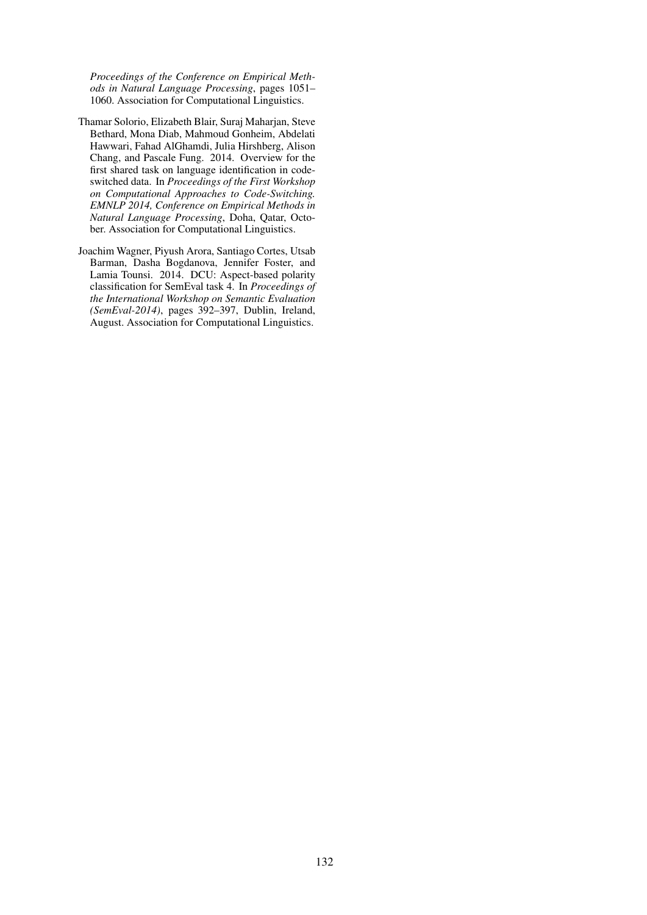*Proceedings of the Conference on Empirical Methods in Natural Language Processing*, pages 1051–1060. Association for Computational Linguistics.

Thamar Solorio, Elizabeth Blair, Suraj Maharjan, Steve Bethard, Mona Diab, Mahmoud Gonheim, Abdelati Hawwari, Fahad AlGhamdi, Julia Hirshberg, Alison Chang, and Pascale Fung. 2014. Overview for the first shared task on language identification in code-switched data. In *Proceedings of the First Workshop on Computational Approaches to Code-Switching. EMNLP 2014, Conference on Empirical Methods in Natural Language Processing*, Doha, Qatar, October. Association for Computational Linguistics.

Joachim Wagner, Piyush Arora, Santiago Cortes, Utsab Barman, Dasha Bogdanova, Jennifer Foster, and Lamia Tounsi. 2014. DCU: Aspect-based polarity classification for SemEval task 4. In *Proceedings of the International Workshop on Semantic Evaluation (SemEval-2014)*, pages 392–397, Dublin, Ireland, August. Association for Computational Linguistics.